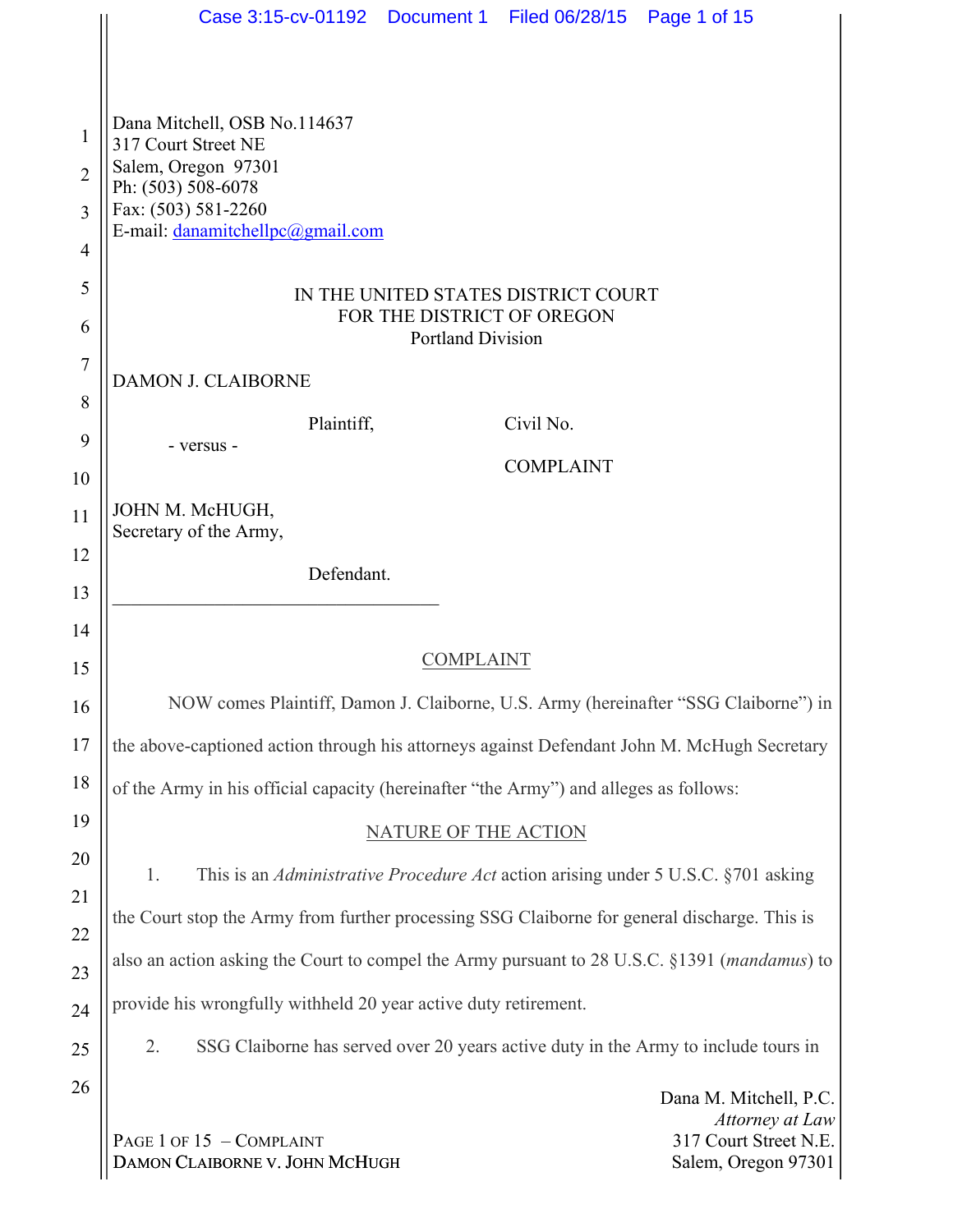Dana Mitchell, OSB No.114637
317 Court Street NE
Salem, Oregon 97301
Ph: (503) 508-6078
Fax: (503) 581-2260
E-mail: danamitchellpc@gmail.com

IN THE UNITED STATES DISTRICT COURT
FOR THE DISTRICT OF OREGON
Portland Division

DAMON J. CLAIBORNE

Plaintiff,

- versus -

JOHN M. McHUGH,
Secretary of the Army,

Defendant.

Civil No.

COMPLAINT

## COMPLAINT

NOW comes Plaintiff, Damon J. Claiborne, U.S. Army (hereinafter "SSG Claiborne") in the above-captioned action through his attorneys against Defendant John M. McHugh Secretary of the Army in his official capacity (hereinafter "the Army") and alleges as follows:

## NATURE OF THE ACTION

1. This is an *Administrative Procedure Act* action arising under 5 U.S.C. §701 asking the Court stop the Army from further processing SSG Claiborne for general discharge. This is also an action asking the Court to compel the Army pursuant to 28 U.S.C. §1391 (*mandamus*) to provide his wrongfully withheld 20 year active duty retirement.

2. SSG Claiborne has served over 20 years active duty in the Army to include tours in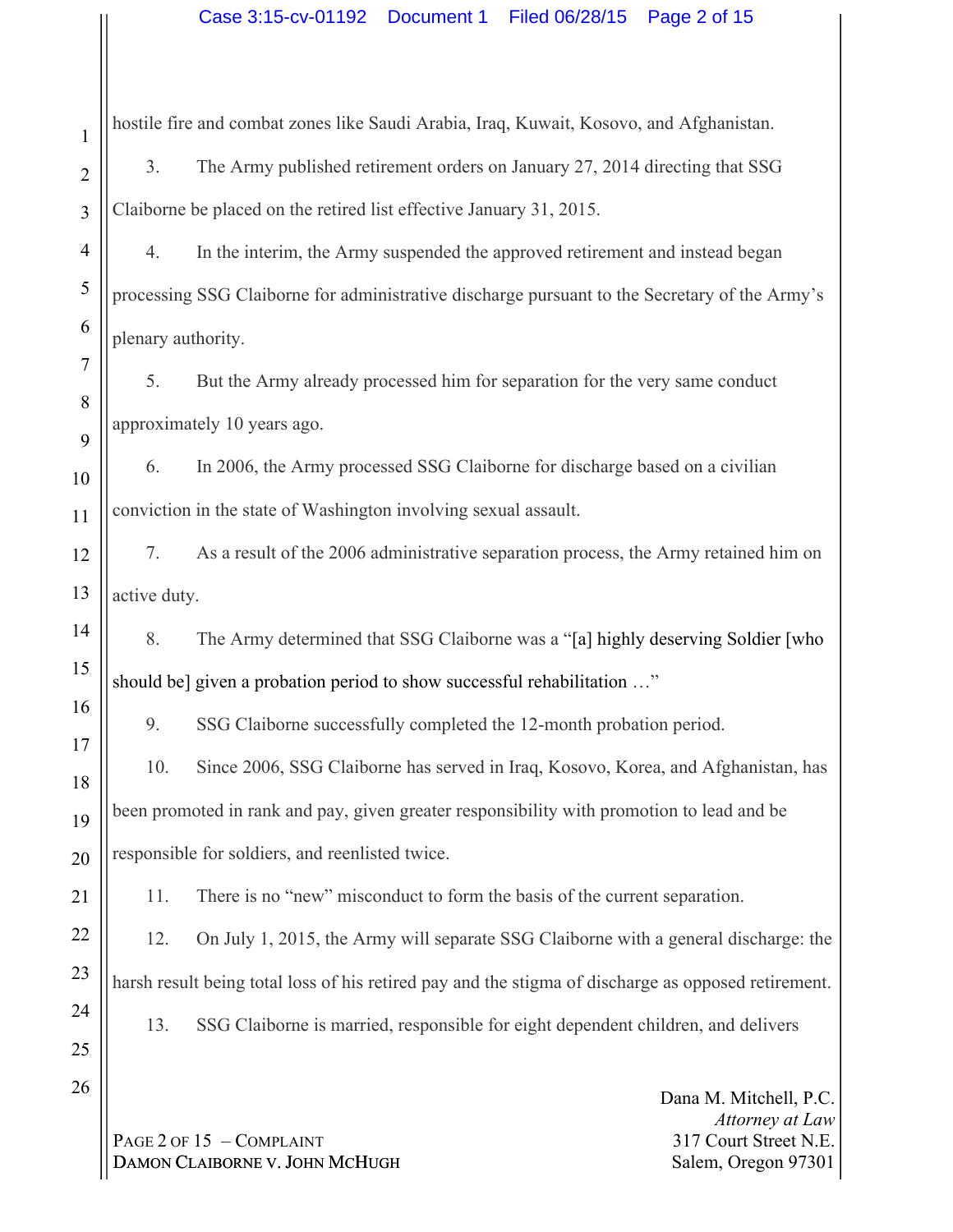hostile fire and combat zones like Saudi Arabia, Iraq, Kuwait, Kosovo, and Afghanistan.

3. The Army published retirement orders on January 27, 2014 directing that SSG Claiborne be placed on the retired list effective January 31, 2015.

4. In the interim, the Army suspended the approved retirement and instead began processing SSG Claiborne for administrative discharge pursuant to the Secretary of the Army's plenary authority.

5. But the Army already processed him for separation for the very same conduct approximately 10 years ago.

6. In 2006, the Army processed SSG Claiborne for discharge based on a civilian conviction in the state of Washington involving sexual assault.

7. As a result of the 2006 administrative separation process, the Army retained him on active duty.

8. The Army determined that SSG Claiborne was a "[a] highly deserving Soldier [who should be] given a probation period to show successful rehabilitation …"

9. SSG Claiborne successfully completed the 12-month probation period.

10. Since 2006, SSG Claiborne has served in Iraq, Kosovo, Korea, and Afghanistan, has been promoted in rank and pay, given greater responsibility with promotion to lead and be responsible for soldiers, and reenlisted twice.

11. There is no "new" misconduct to form the basis of the current separation.

12. On July 1, 2015, the Army will separate SSG Claiborne with a general discharge: the harsh result being total loss of his retired pay and the stigma of discharge as opposed retirement.

13. SSG Claiborne is married, responsible for eight dependent children, and delivers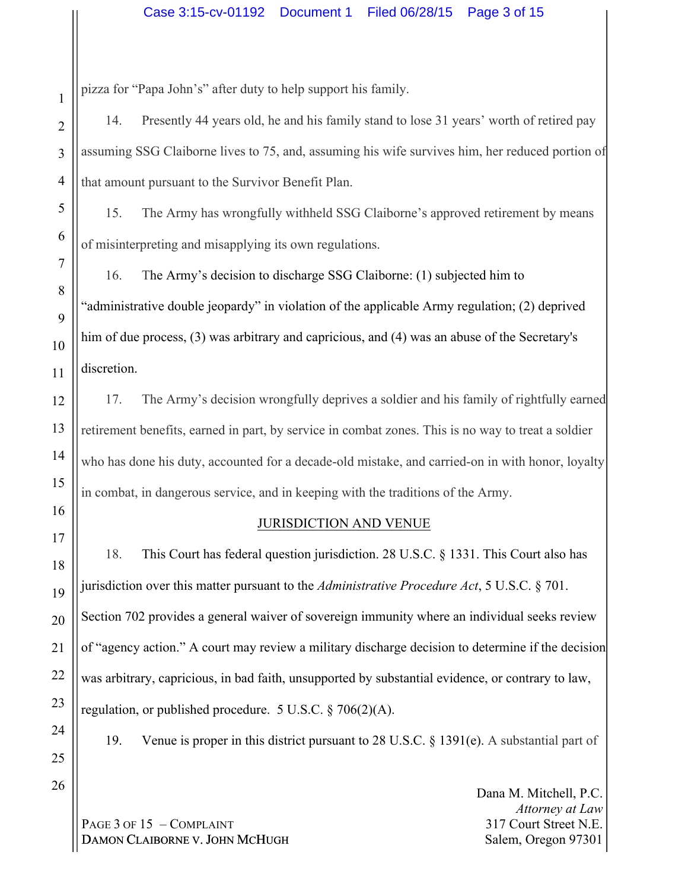pizza for "Papa John's" after duty to help support his family.

14. Presently 44 years old, he and his family stand to lose 31 years' worth of retired pay assuming SSG Claiborne lives to 75, and, assuming his wife survives him, her reduced portion of that amount pursuant to the Survivor Benefit Plan.

15. The Army has wrongfully withheld SSG Claiborne's approved retirement by means of misinterpreting and misapplying its own regulations.

16. The Army's decision to discharge SSG Claiborne: (1) subjected him to "administrative double jeopardy" in violation of the applicable Army regulation; (2) deprived him of due process, (3) was arbitrary and capricious, and (4) was an abuse of the Secretary's discretion.

17. The Army's decision wrongfully deprives a soldier and his family of rightfully earned retirement benefits, earned in part, by service in combat zones. This is no way to treat a soldier who has done his duty, accounted for a decade-old mistake, and carried-on in with honor, loyalty in combat, in dangerous service, and in keeping with the traditions of the Army.

## JURISDICTION AND VENUE

18. This Court has federal question jurisdiction. 28 U.S.C. § 1331. This Court also has jurisdiction over this matter pursuant to the *Administrative Procedure Act*, 5 U.S.C. § 701. Section 702 provides a general waiver of sovereign immunity where an individual seeks review of "agency action." A court may review a military discharge decision to determine if the decision was arbitrary, capricious, in bad faith, unsupported by substantial evidence, or contrary to law, regulation, or published procedure. 5 U.S.C. § 706(2)(A).

19. Venue is proper in this district pursuant to 28 U.S.C. § 1391(e). A substantial part of

Dana M. Mitchell, P.C.
*Attorney at Law*
317 Court Street N.E.
Salem, Oregon 97301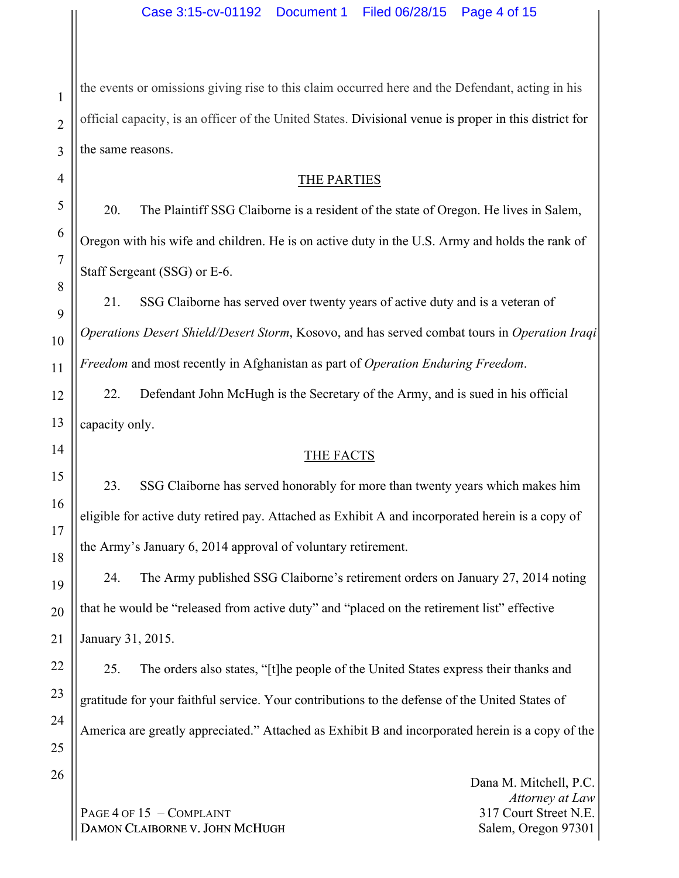the events or omissions giving rise to this claim occurred here and the Defendant, acting in his official capacity, is an officer of the United States. Divisional venue is proper in this district for the same reasons.

## THE PARTIES

20. The Plaintiff SSG Claiborne is a resident of the state of Oregon. He lives in Salem, Oregon with his wife and children. He is on active duty in the U.S. Army and holds the rank of Staff Sergeant (SSG) or E-6.

21. SSG Claiborne has served over twenty years of active duty and is a veteran of *Operations Desert Shield/Desert Storm*, Kosovo, and has served combat tours in *Operation Iraqi Freedom* and most recently in Afghanistan as part of *Operation Enduring Freedom*.

22. Defendant John McHugh is the Secretary of the Army, and is sued in his official capacity only.

## THE FACTS

23. SSG Claiborne has served honorably for more than twenty years which makes him eligible for active duty retired pay. Attached as Exhibit A and incorporated herein is a copy of the Army's January 6, 2014 approval of voluntary retirement.

24. The Army published SSG Claiborne's retirement orders on January 27, 2014 noting that he would be "released from active duty" and "placed on the retirement list" effective January 31, 2015.

25. The orders also states, "[t]he people of the United States express their thanks and gratitude for your faithful service. Your contributions to the defense of the United States of America are greatly appreciated." Attached as Exhibit B and incorporated herein is a copy of the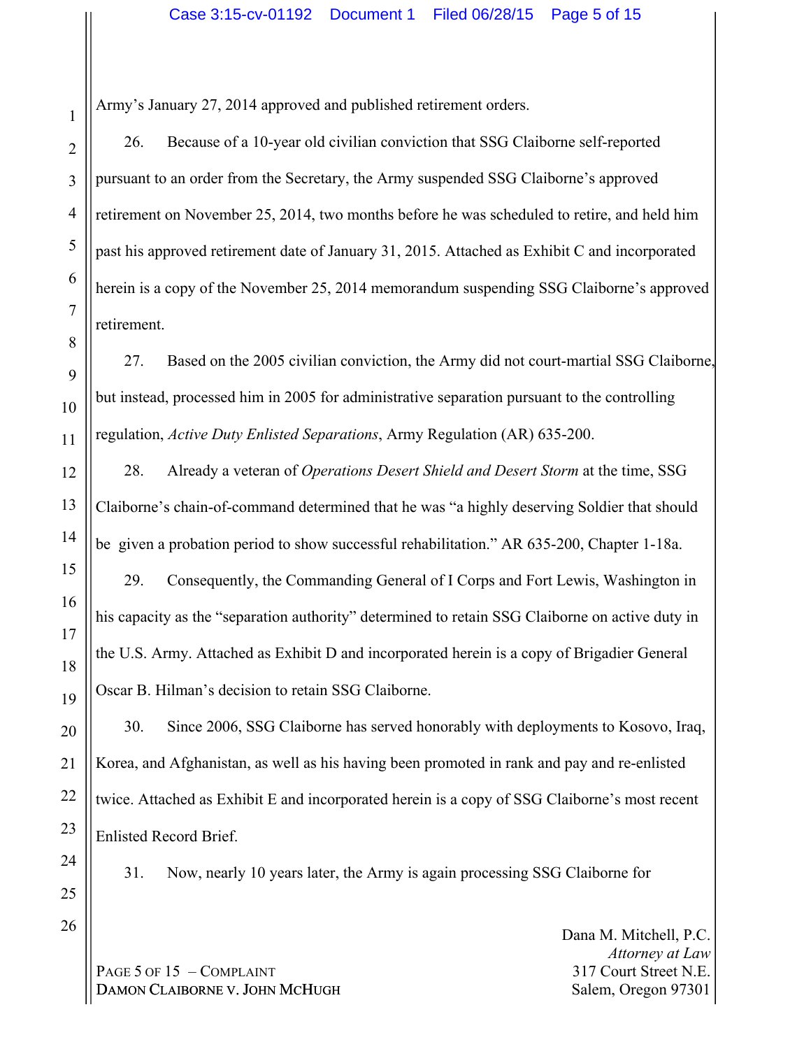Army's January 27, 2014 approved and published retirement orders.

26. Because of a 10-year old civilian conviction that SSG Claiborne self-reported pursuant to an order from the Secretary, the Army suspended SSG Claiborne's approved retirement on November 25, 2014, two months before he was scheduled to retire, and held him past his approved retirement date of January 31, 2015. Attached as Exhibit C and incorporated herein is a copy of the November 25, 2014 memorandum suspending SSG Claiborne's approved retirement.

27. Based on the 2005 civilian conviction, the Army did not court-martial SSG Claiborne, but instead, processed him in 2005 for administrative separation pursuant to the controlling regulation, *Active Duty Enlisted Separations*, Army Regulation (AR) 635-200.

28. Already a veteran of *Operations Desert Shield and Desert Storm* at the time, SSG Claiborne's chain-of-command determined that he was "a highly deserving Soldier that should be given a probation period to show successful rehabilitation." AR 635-200, Chapter 1-18a.

29. Consequently, the Commanding General of I Corps and Fort Lewis, Washington in his capacity as the "separation authority" determined to retain SSG Claiborne on active duty in the U.S. Army. Attached as Exhibit D and incorporated herein is a copy of Brigadier General Oscar B. Hilman's decision to retain SSG Claiborne.

30. Since 2006, SSG Claiborne has served honorably with deployments to Kosovo, Iraq, Korea, and Afghanistan, as well as his having been promoted in rank and pay and re-enlisted twice. Attached as Exhibit E and incorporated herein is a copy of SSG Claiborne's most recent Enlisted Record Brief.

31. Now, nearly 10 years later, the Army is again processing SSG Claiborne for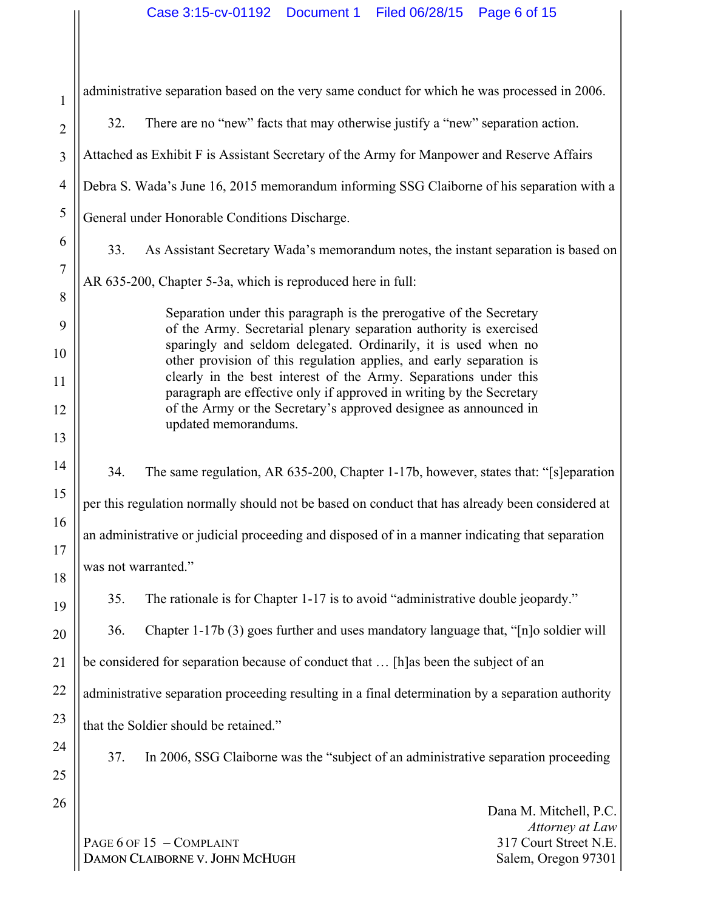administrative separation based on the very same conduct for which he was processed in 2006.

32. There are no "new" facts that may otherwise justify a "new" separation action. Attached as Exhibit F is Assistant Secretary of the Army for Manpower and Reserve Affairs Debra S. Wada's June 16, 2015 memorandum informing SSG Claiborne of his separation with a General under Honorable Conditions Discharge.

33. As Assistant Secretary Wada's memorandum notes, the instant separation is based on AR 635-200, Chapter 5-3a, which is reproduced here in full:

> Separation under this paragraph is the prerogative of the Secretary of the Army. Secretarial plenary separation authority is exercised sparingly and seldom delegated. Ordinarily, it is used when no other provision of this regulation applies, and early separation is clearly in the best interest of the Army. Separations under this paragraph are effective only if approved in writing by the Secretary of the Army or the Secretary's approved designee as announced in updated memorandums.

34. The same regulation, AR 635-200, Chapter 1-17b, however, states that: "[s]eparation per this regulation normally should not be based on conduct that has already been considered at an administrative or judicial proceeding and disposed of in a manner indicating that separation was not warranted."

35. The rationale is for Chapter 1-17 is to avoid "administrative double jeopardy."

36. Chapter 1-17b (3) goes further and uses mandatory language that, "[n]o soldier will be considered for separation because of conduct that … [h]as been the subject of an administrative separation proceeding resulting in a final determination by a separation authority that the Soldier should be retained."

37. In 2006, SSG Claiborne was the "subject of an administrative separation proceeding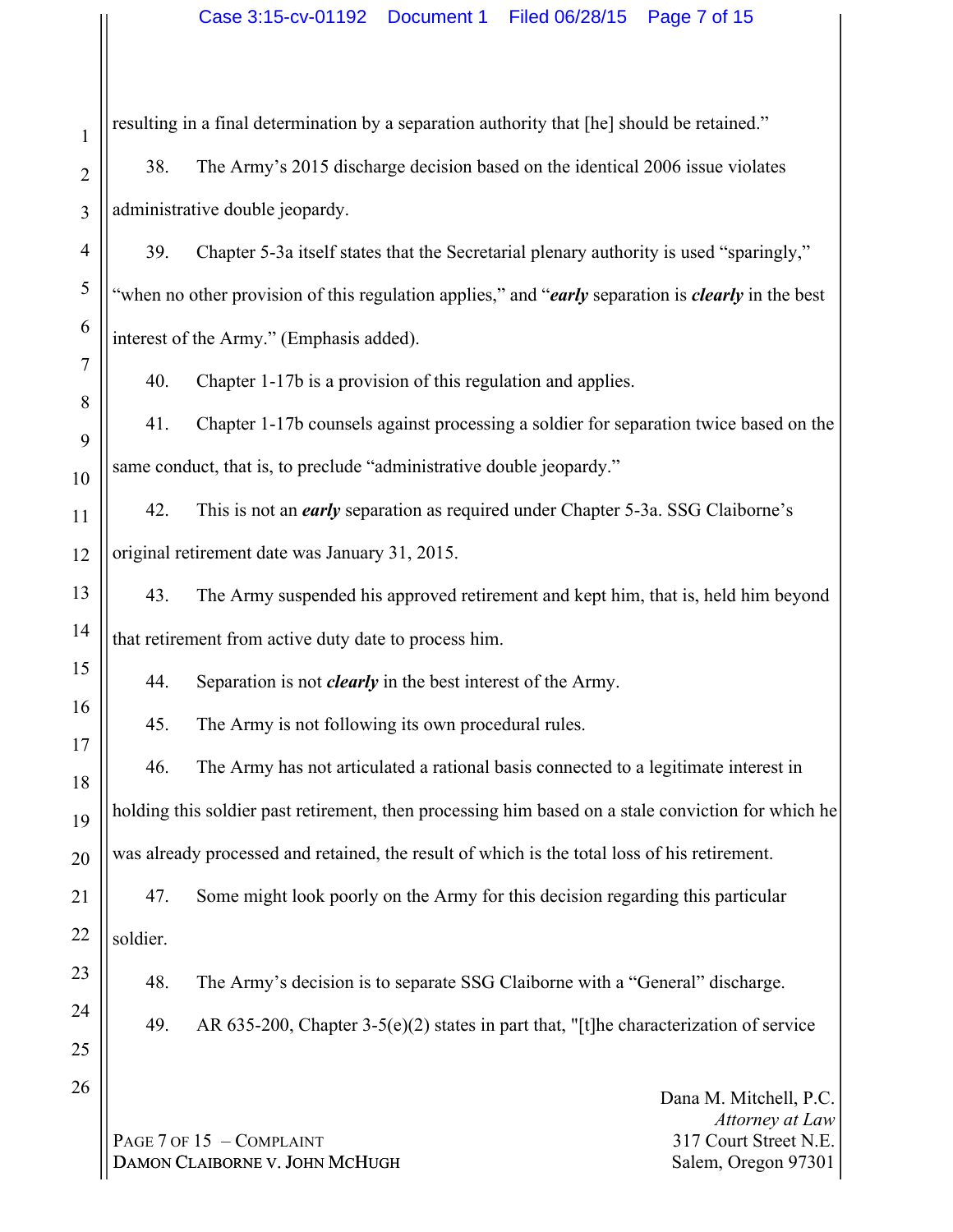resulting in a final determination by a separation authority that [he] should be retained."

38. The Army's 2015 discharge decision based on the identical 2006 issue violates administrative double jeopardy.

39. Chapter 5-3a itself states that the Secretarial plenary authority is used "sparingly," "when no other provision of this regulation applies," and "***early*** separation is ***clearly*** in the best interest of the Army." (Emphasis added).

40. Chapter 1-17b is a provision of this regulation and applies.

41. Chapter 1-17b counsels against processing a soldier for separation twice based on the same conduct, that is, to preclude "administrative double jeopardy."

42. This is not an ***early*** separation as required under Chapter 5-3a. SSG Claiborne's original retirement date was January 31, 2015.

43. The Army suspended his approved retirement and kept him, that is, held him beyond that retirement from active duty date to process him.

44. Separation is not ***clearly*** in the best interest of the Army.

45. The Army is not following its own procedural rules.

46. The Army has not articulated a rational basis connected to a legitimate interest in holding this soldier past retirement, then processing him based on a stale conviction for which he was already processed and retained, the result of which is the total loss of his retirement.

47. Some might look poorly on the Army for this decision regarding this particular soldier.

48. The Army's decision is to separate SSG Claiborne with a "General" discharge.

49. AR 635-200, Chapter 3-5(e)(2) states in part that, "[t]he characterization of service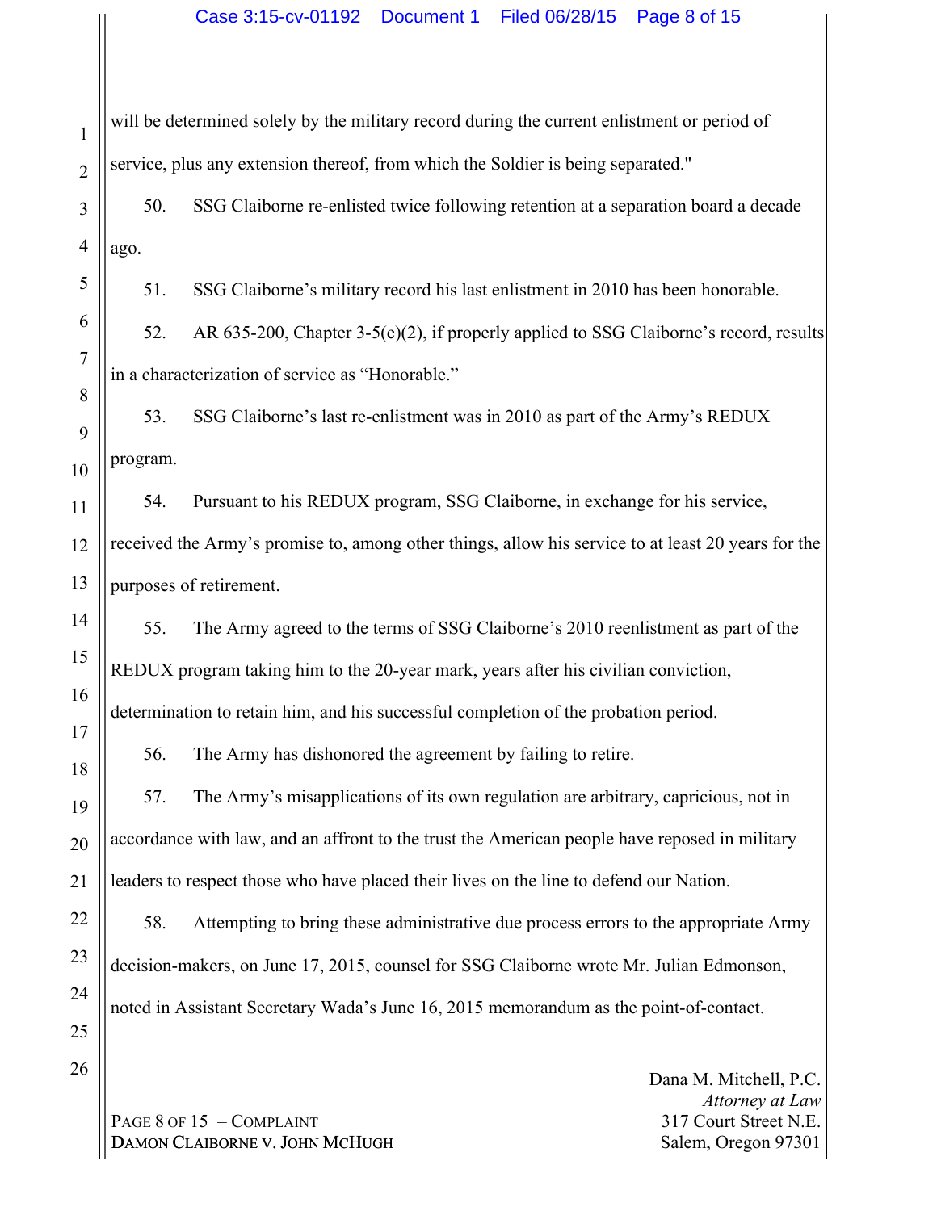will be determined solely by the military record during the current enlistment or period of service, plus any extension thereof, from which the Soldier is being separated."

50. SSG Claiborne re-enlisted twice following retention at a separation board a decade ago.

51. SSG Claiborne's military record his last enlistment in 2010 has been honorable.

52. AR 635-200, Chapter 3-5(e)(2), if properly applied to SSG Claiborne's record, results in a characterization of service as "Honorable."

53. SSG Claiborne's last re-enlistment was in 2010 as part of the Army's REDUX program.

54. Pursuant to his REDUX program, SSG Claiborne, in exchange for his service, received the Army's promise to, among other things, allow his service to at least 20 years for the purposes of retirement.

55. The Army agreed to the terms of SSG Claiborne's 2010 reenlistment as part of the REDUX program taking him to the 20-year mark, years after his civilian conviction, determination to retain him, and his successful completion of the probation period.

56. The Army has dishonored the agreement by failing to retire.

57. The Army's misapplications of its own regulation are arbitrary, capricious, not in accordance with law, and an affront to the trust the American people have reposed in military leaders to respect those who have placed their lives on the line to defend our Nation.

58. Attempting to bring these administrative due process errors to the appropriate Army decision-makers, on June 17, 2015, counsel for SSG Claiborne wrote Mr. Julian Edmonson, noted in Assistant Secretary Wada's June 16, 2015 memorandum as the point-of-contact.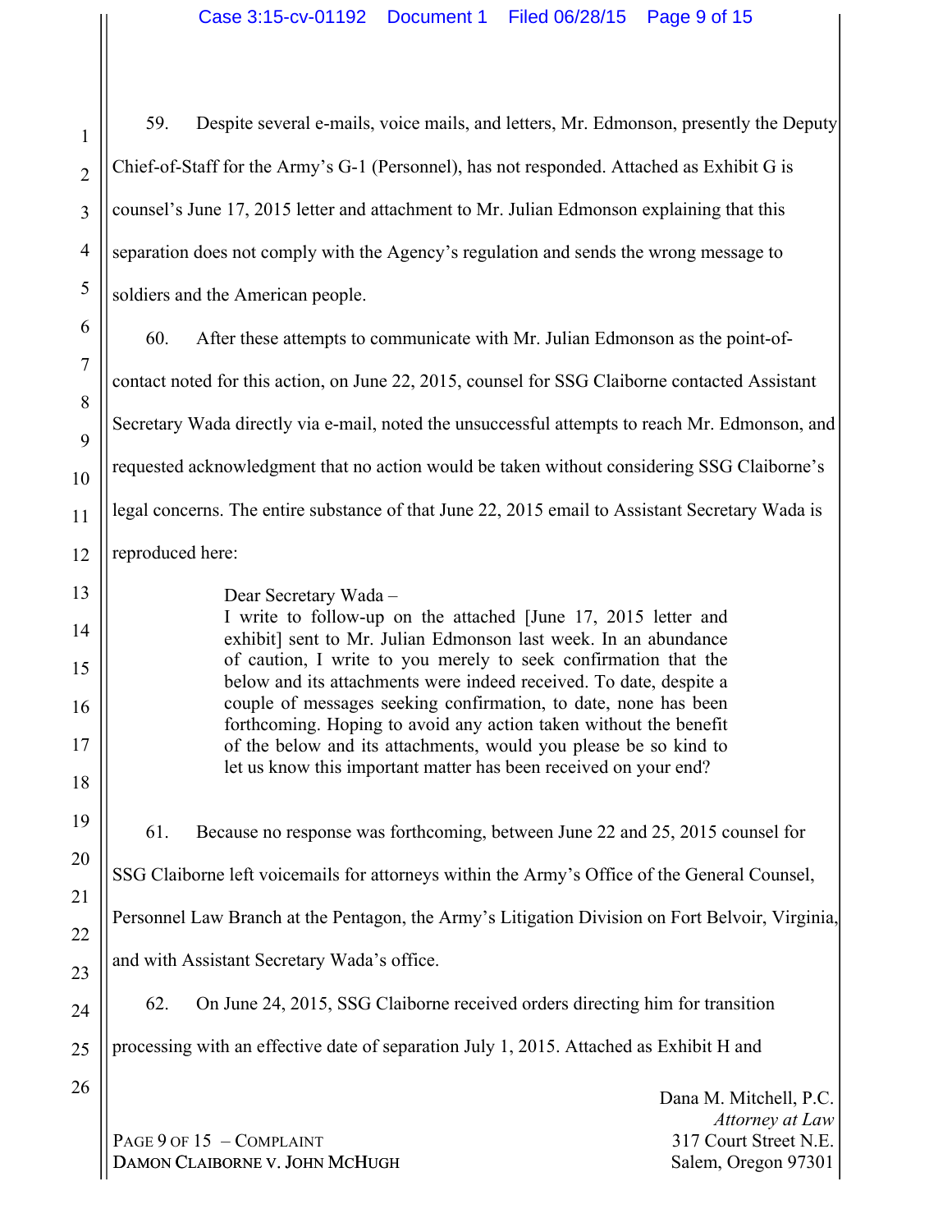59. Despite several e-mails, voice mails, and letters, Mr. Edmonson, presently the Deputy Chief-of-Staff for the Army's G-1 (Personnel), has not responded. Attached as Exhibit G is counsel's June 17, 2015 letter and attachment to Mr. Julian Edmonson explaining that this separation does not comply with the Agency's regulation and sends the wrong message to soldiers and the American people.

60. After these attempts to communicate with Mr. Julian Edmonson as the point-of-contact noted for this action, on June 22, 2015, counsel for SSG Claiborne contacted Assistant Secretary Wada directly via e-mail, noted the unsuccessful attempts to reach Mr. Edmonson, and requested acknowledgment that no action would be taken without considering SSG Claiborne's legal concerns. The entire substance of that June 22, 2015 email to Assistant Secretary Wada is reproduced here:

> Dear Secretary Wada –
> I write to follow-up on the attached [June 17, 2015 letter and exhibit] sent to Mr. Julian Edmonson last week. In an abundance of caution, I write to you merely to seek confirmation that the below and its attachments were indeed received. To date, despite a couple of messages seeking confirmation, to date, none has been forthcoming. Hoping to avoid any action taken without the benefit of the below and its attachments, would you please be so kind to let us know this important matter has been received on your end?

61. Because no response was forthcoming, between June 22 and 25, 2015 counsel for SSG Claiborne left voicemails for attorneys within the Army's Office of the General Counsel, Personnel Law Branch at the Pentagon, the Army's Litigation Division on Fort Belvoir, Virginia, and with Assistant Secretary Wada's office.

62. On June 24, 2015, SSG Claiborne received orders directing him for transition processing with an effective date of separation July 1, 2015. Attached as Exhibit H and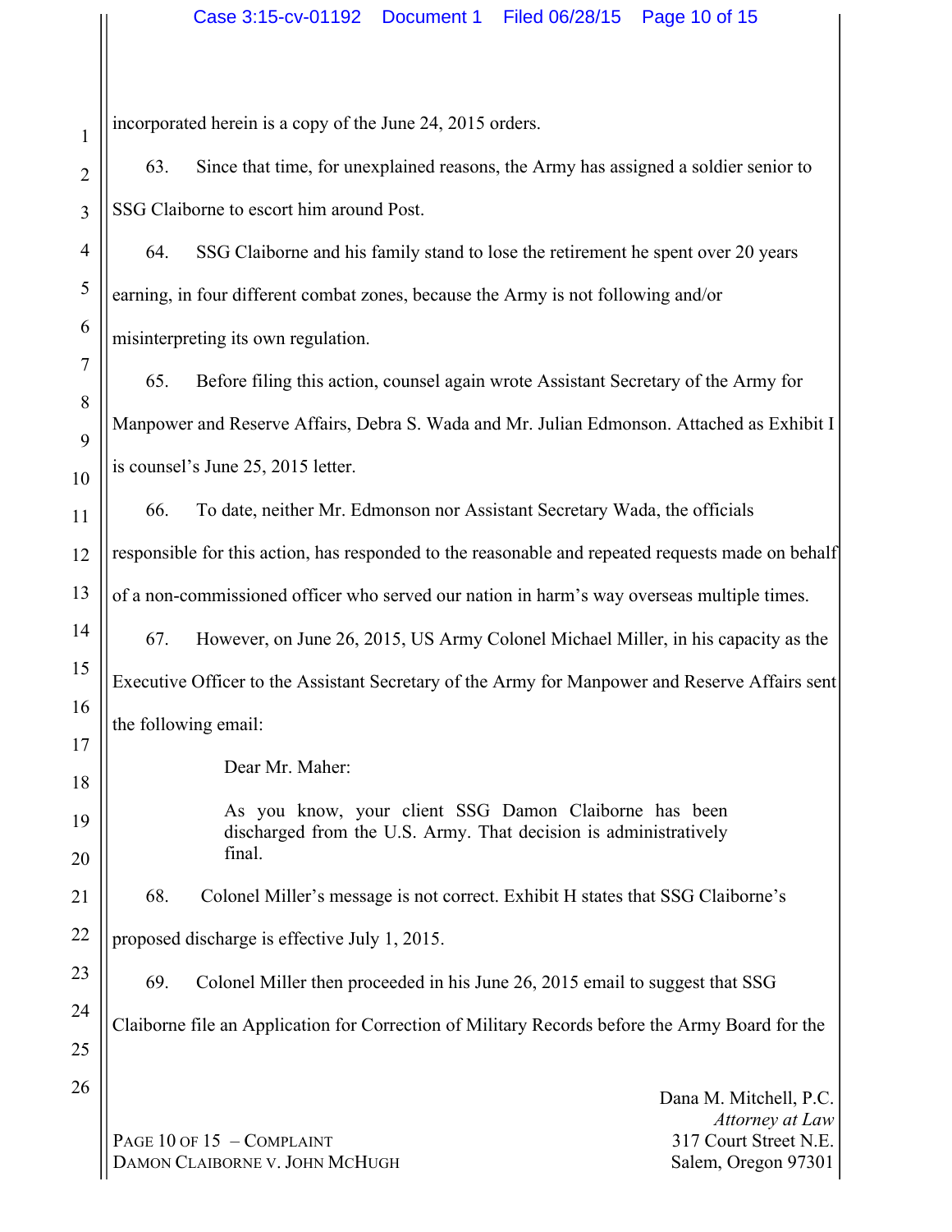incorporated herein is a copy of the June 24, 2015 orders.

63. Since that time, for unexplained reasons, the Army has assigned a soldier senior to SSG Claiborne to escort him around Post.

64. SSG Claiborne and his family stand to lose the retirement he spent over 20 years earning, in four different combat zones, because the Army is not following and/or misinterpreting its own regulation.

65. Before filing this action, counsel again wrote Assistant Secretary of the Army for Manpower and Reserve Affairs, Debra S. Wada and Mr. Julian Edmonson. Attached as Exhibit I is counsel's June 25, 2015 letter.

66. To date, neither Mr. Edmonson nor Assistant Secretary Wada, the officials responsible for this action, has responded to the reasonable and repeated requests made on behalf of a non-commissioned officer who served our nation in harm's way overseas multiple times.

67. However, on June 26, 2015, US Army Colonel Michael Miller, in his capacity as the Executive Officer to the Assistant Secretary of the Army for Manpower and Reserve Affairs sent the following email:

> Dear Mr. Maher:
>
> As you know, your client SSG Damon Claiborne has been discharged from the U.S. Army. That decision is administratively final.

68. Colonel Miller's message is not correct. Exhibit H states that SSG Claiborne's proposed discharge is effective July 1, 2015.

69. Colonel Miller then proceeded in his June 26, 2015 email to suggest that SSG Claiborne file an Application for Correction of Military Records before the Army Board for the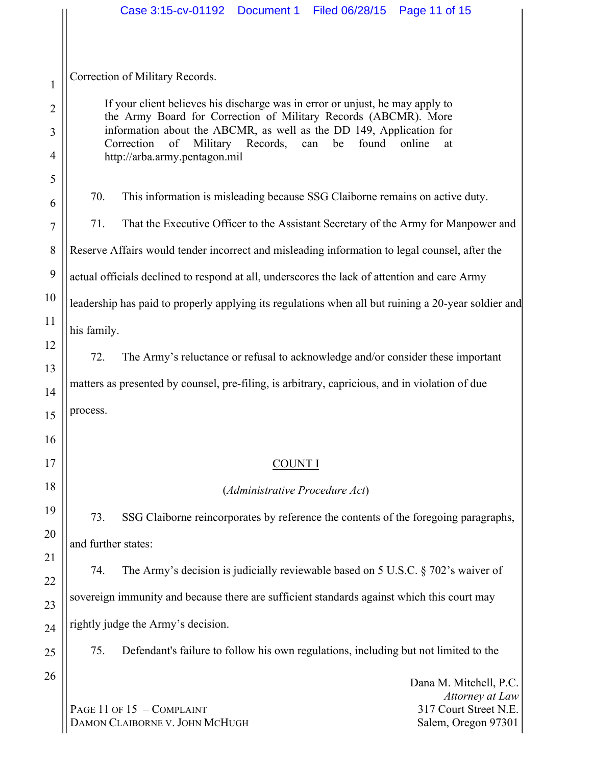Correction of Military Records.

> If your client believes his discharge was in error or unjust, he may apply to the Army Board for Correction of Military Records (ABCMR). More information about the ABCMR, as well as the DD 149, Application for Correction of Military Records, can be found online at http://arba.army.pentagon.mil

70. This information is misleading because SSG Claiborne remains on active duty.

71. That the Executive Officer to the Assistant Secretary of the Army for Manpower and Reserve Affairs would tender incorrect and misleading information to legal counsel, after the actual officials declined to respond at all, underscores the lack of attention and care Army leadership has paid to properly applying its regulations when all but ruining a 20-year soldier and his family.

72. The Army's reluctance or refusal to acknowledge and/or consider these important matters as presented by counsel, pre-filing, is arbitrary, capricious, and in violation of due process.

## COUNT I

(*Administrative Procedure Act*)

73. SSG Claiborne reincorporates by reference the contents of the foregoing paragraphs, and further states:

74. The Army's decision is judicially reviewable based on 5 U.S.C. § 702's waiver of sovereign immunity and because there are sufficient standards against which this court may rightly judge the Army's decision.

75. Defendant's failure to follow his own regulations, including but not limited to the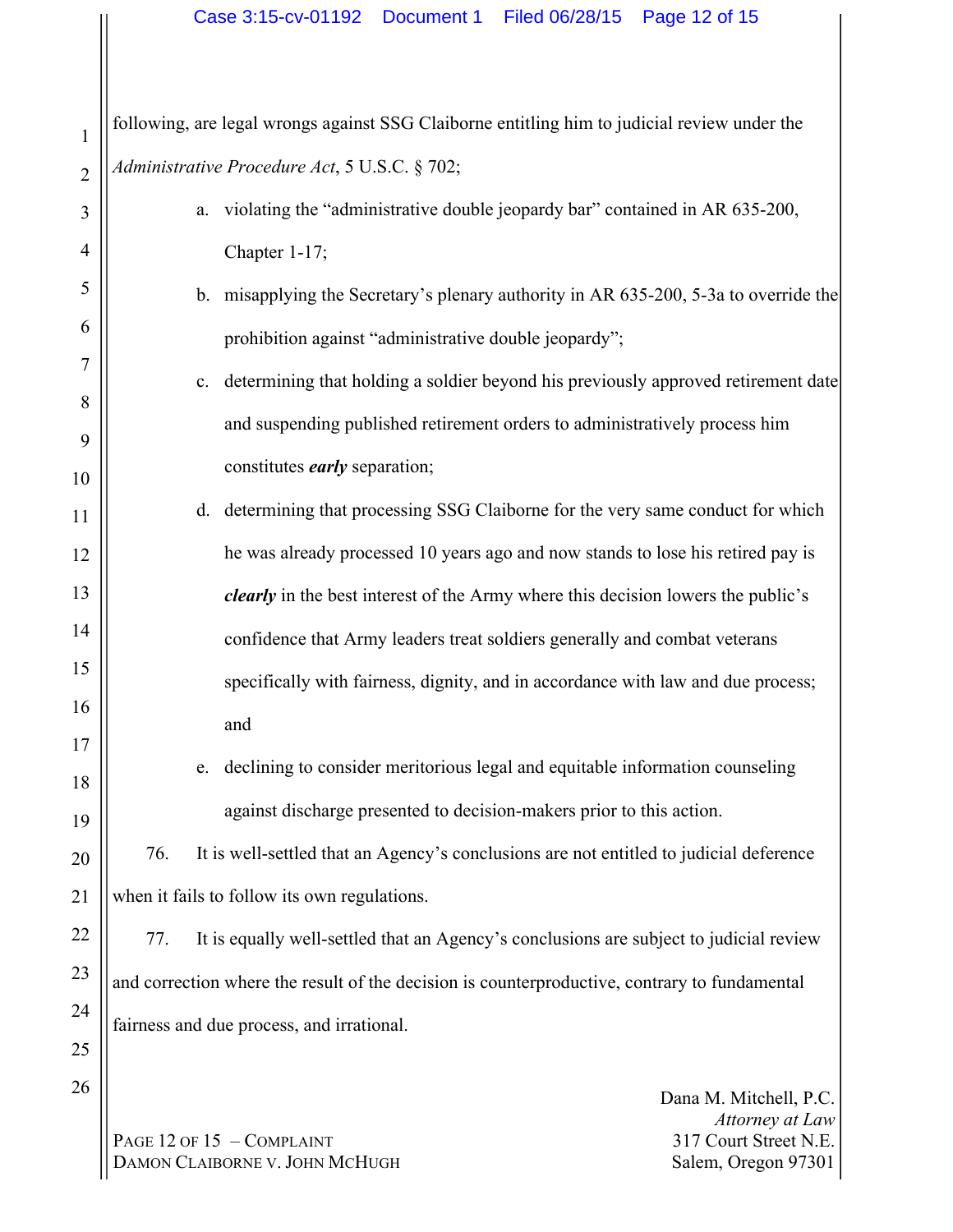following, are legal wrongs against SSG Claiborne entitling him to judicial review under the *Administrative Procedure Act*, 5 U.S.C. § 702;

a. violating the "administrative double jeopardy bar" contained in AR 635-200, Chapter 1-17;

b. misapplying the Secretary's plenary authority in AR 635-200, 5-3a to override the prohibition against "administrative double jeopardy";

c. determining that holding a soldier beyond his previously approved retirement date and suspending published retirement orders to administratively process him constitutes ***early*** separation;

d. determining that processing SSG Claiborne for the very same conduct for which he was already processed 10 years ago and now stands to lose his retired pay is ***clearly*** in the best interest of the Army where this decision lowers the public's confidence that Army leaders treat soldiers generally and combat veterans specifically with fairness, dignity, and in accordance with law and due process; and

e. declining to consider meritorious legal and equitable information counseling against discharge presented to decision-makers prior to this action.

76. It is well-settled that an Agency's conclusions are not entitled to judicial deference when it fails to follow its own regulations.

77. It is equally well-settled that an Agency's conclusions are subject to judicial review and correction where the result of the decision is counterproductive, contrary to fundamental fairness and due process, and irrational.

PAGE 12 OF 15 – COMPLAINT
DAMON CLAIBORNE V. JOHN MCHUGH

Dana M. Mitchell, P.C.
*Attorney at Law*
317 Court Street N.E.
Salem, Oregon 97301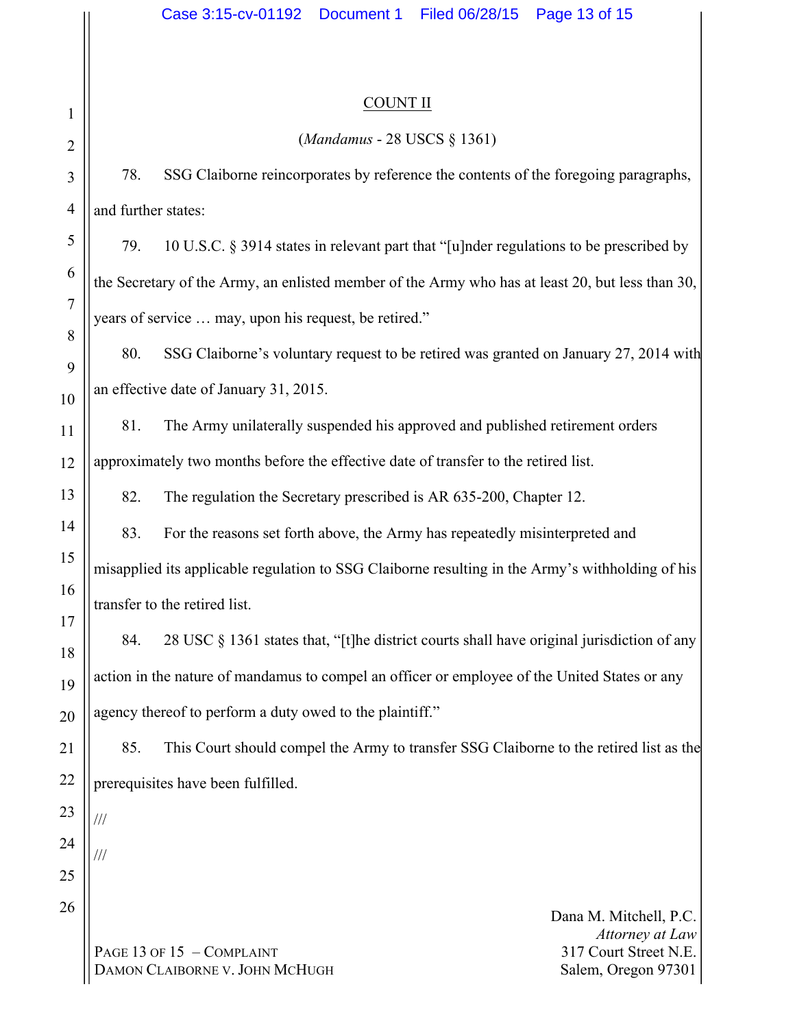## COUNT II

(*Mandamus* - 28 USCS § 1361)

78. SSG Claiborne reincorporates by reference the contents of the foregoing paragraphs, and further states:

79. 10 U.S.C. § 3914 states in relevant part that "[u]nder regulations to be prescribed by the Secretary of the Army, an enlisted member of the Army who has at least 20, but less than 30, years of service … may, upon his request, be retired."

80. SSG Claiborne's voluntary request to be retired was granted on January 27, 2014 with an effective date of January 31, 2015.

81. The Army unilaterally suspended his approved and published retirement orders approximately two months before the effective date of transfer to the retired list.

82. The regulation the Secretary prescribed is AR 635-200, Chapter 12.

83. For the reasons set forth above, the Army has repeatedly misinterpreted and misapplied its applicable regulation to SSG Claiborne resulting in the Army's withholding of his transfer to the retired list.

84. 28 USC § 1361 states that, "[t]he district courts shall have original jurisdiction of any action in the nature of mandamus to compel an officer or employee of the United States or any agency thereof to perform a duty owed to the plaintiff."

85. This Court should compel the Army to transfer SSG Claiborne to the retired list as the prerequisites have been fulfilled.

///

///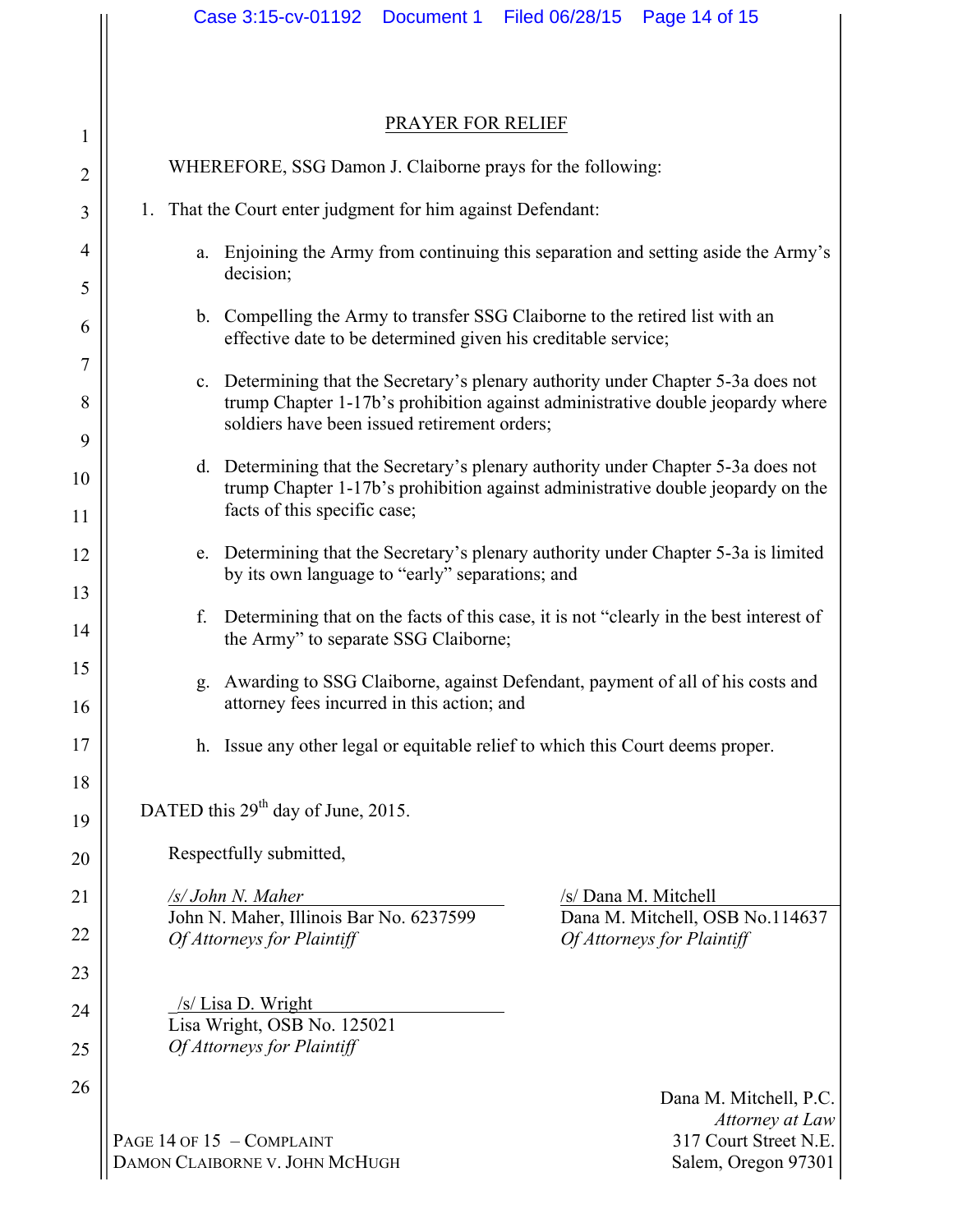## PRAYER FOR RELIEF

WHEREFORE, SSG Damon J. Claiborne prays for the following:

1. That the Court enter judgment for him against Defendant:

   a. Enjoining the Army from continuing this separation and setting aside the Army's decision;

   b. Compelling the Army to transfer SSG Claiborne to the retired list with an effective date to be determined given his creditable service;

   c. Determining that the Secretary's plenary authority under Chapter 5-3a does not trump Chapter 1-17b's prohibition against administrative double jeopardy where soldiers have been issued retirement orders;

   d. Determining that the Secretary's plenary authority under Chapter 5-3a does not trump Chapter 1-17b's prohibition against administrative double jeopardy on the facts of this specific case;

   e. Determining that the Secretary's plenary authority under Chapter 5-3a is limited by its own language to "early" separations; and

   f. Determining that on the facts of this case, it is not "clearly in the best interest of the Army" to separate SSG Claiborne;

   g. Awarding to SSG Claiborne, against Defendant, payment of all of his costs and attorney fees incurred in this action; and

   h. Issue any other legal or equitable relief to which this Court deems proper.

DATED this 29th day of June, 2015.

Respectfully submitted,

*/s/ John N. Maher*
John N. Maher, Illinois Bar No. 6237599
*Of Attorneys for Plaintiff*

/s/ Dana M. Mitchell
Dana M. Mitchell, OSB No.114637
*Of Attorneys for Plaintiff*

/s/ Lisa D. Wright
Lisa Wright, OSB No. 125021
*Of Attorneys for Plaintiff*

PAGE 14 OF 15 – COMPLAINT
DAMON CLAIBORNE V. JOHN MCHUGH

Dana M. Mitchell, P.C.
*Attorney at Law*
317 Court Street N.E.
Salem, Oregon 97301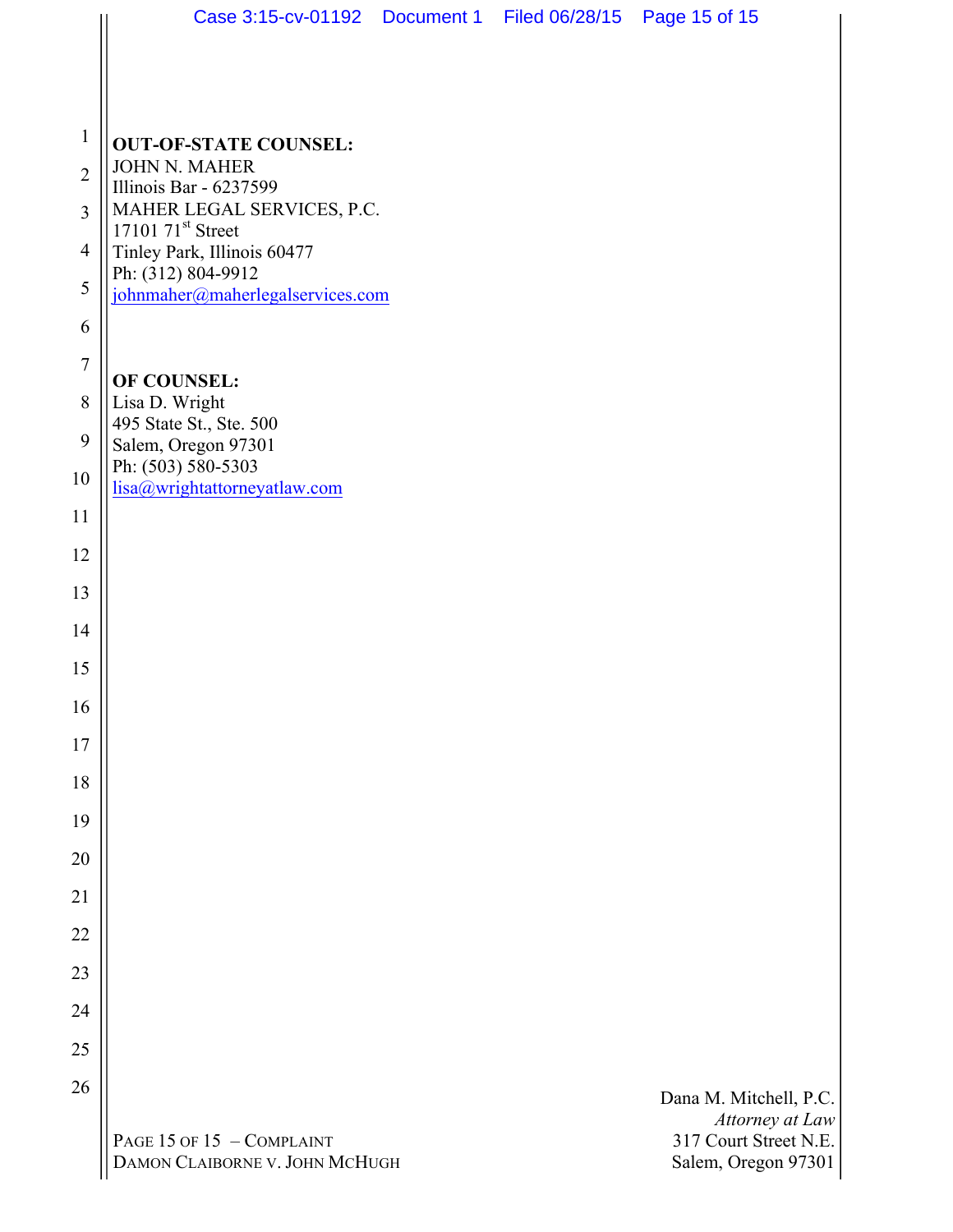**OUT-OF-STATE COUNSEL:**
JOHN N. MAHER
Illinois Bar - 6237599
MAHER LEGAL SERVICES, P.C.
17101 71st Street
Tinley Park, Illinois 60477
Ph: (312) 804-9912
johnmaher@maherlegalservices.com

**OF COUNSEL:**
Lisa D. Wright
495 State St., Ste. 500
Salem, Oregon 97301
Ph: (503) 580-5303
lisa@wrightattorneyatlaw.com

PAGE 15 OF 15 – COMPLAINT
DAMON CLAIBORNE V. JOHN MCHUGH

Dana M. Mitchell, P.C.
*Attorney at Law*
317 Court Street N.E.
Salem, Oregon 97301